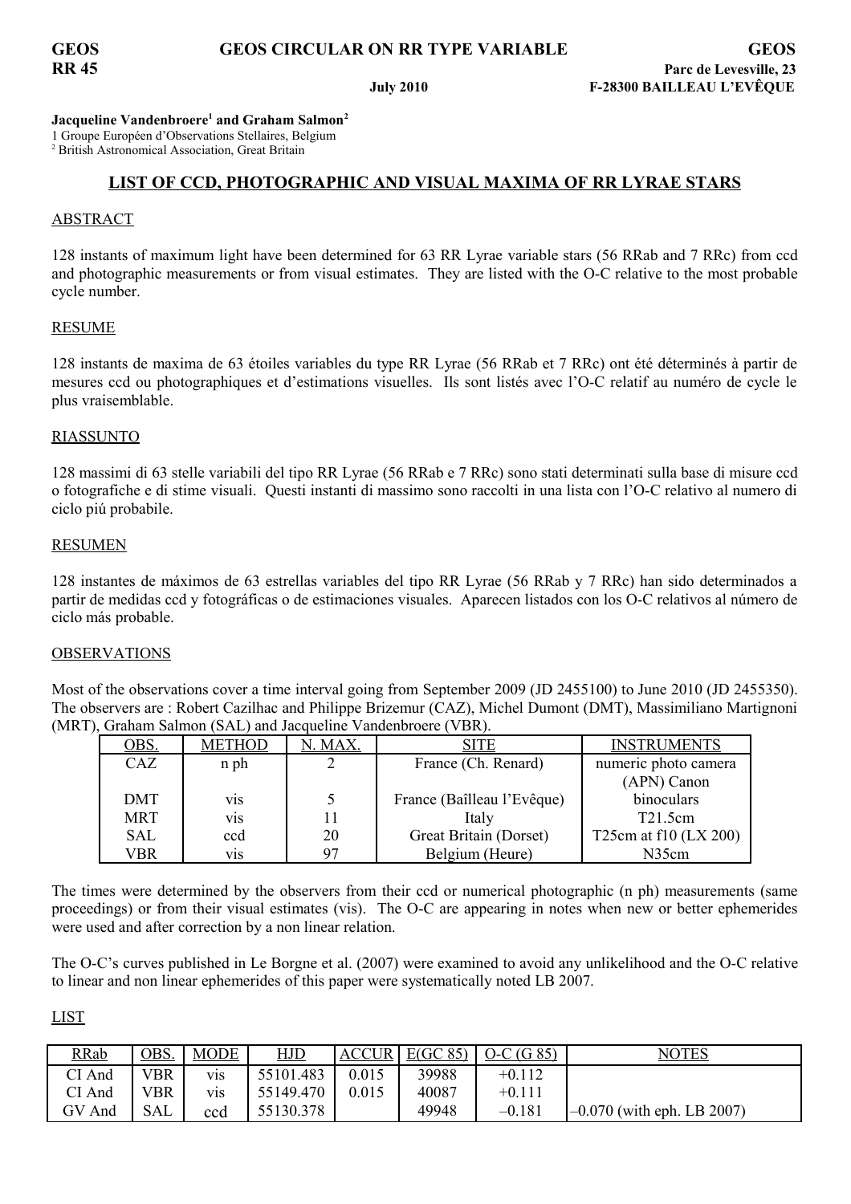GEOS
RR 45

**GEOS CIRCULAR ON RR TYPE VARIABLE**

**July 2010**

GEOS
Parc de Levesville, 23
F-28300 BAILLEAU L'EVÊQUE

**Jacqueline Vandenbroere[1] and Graham Salmon[2]**

1 Groupe Européen d'Observations Stellaires, Belgium
2 British Astronomical Association, Great Britain

## LIST OF CCD, PHOTOGRAPHIC AND VISUAL MAXIMA OF RR LYRAE STARS

### ABSTRACT

128 instants of maximum light have been determined for 63 RR Lyrae variable stars (56 RRab and 7 RRc) from ccd and photographic measurements or from visual estimates. They are listed with the O-C relative to the most probable cycle number.

### RESUME

128 instants de maxima de 63 étoiles variables du type RR Lyrae (56 RRab et 7 RRc) ont été déterminés à partir de mesures ccd ou photographiques et d'estimations visuelles. Ils sont listés avec l'O-C relatif au numéro de cycle le plus vraisemblable.

### RIASSUNTO

128 massimi di 63 stelle variabili del tipo RR Lyrae (56 RRab e 7 RRc) sono stati determinati sulla base di misure ccd o fotografiche e di stime visuali. Questi instanti di massimo sono raccolti in una lista con l'O-C relativo al numero di ciclo piú probabile.

### RESUMEN

128 instantes de máximos de 63 estrellas variables del tipo RR Lyrae (56 RRab y 7 RRc) han sido determinados a partir de medidas ccd y fotográficas o de estimaciones visuales. Aparecen listados con los O-C relativos al número de ciclo más probable.

### OBSERVATIONS

Most of the observations cover a time interval going from September 2009 (JD 2455100) to June 2010 (JD 2455350). The observers are : Robert Cazilhac and Philippe Brizemur (CAZ), Michel Dumont (DMT), Massimiliano Martignoni (MRT), Graham Salmon (SAL) and Jacqueline Vandenbroere (VBR).

| OBS. | METHOD | N. MAX. | SITE | INSTRUMENTS |
|---|---|---|---|---|
| CAZ | n ph | 2 | France (Ch. Renard) | numeric photo camera (APN) Canon |
| DMT | vis | 5 | France (Baîlleau l'Evêque) | binoculars |
| MRT | vis | 11 | Italy | T21.5cm |
| SAL | ccd | 20 | Great Britain (Dorset) | T25cm at f10 (LX 200) |
| VBR | vis | 97 | Belgium (Heure) | N35cm |

The times were determined by the observers from their ccd or numerical photographic (n ph) measurements (same proceedings) or from their visual estimates (vis). The O-C are appearing in notes when new or better ephemerides were used and after correction by a non linear relation.

The O-C's curves published in Le Borgne et al. (2007) were examined to avoid any unlikelihood and the O-C relative to linear and non linear ephemerides of this paper were systematically noted LB 2007.

### LIST

| RRab | OBS. | MODE | HJD | ACCUR | E(GC 85) | O-C (G 85) | NOTES |
|---|---|---|---|---|---|---|---|
| CI And | VBR | vis | 55101.483 | 0.015 | 39988 | +0.112 | |
| CI And | VBR | vis | 55149.470 | 0.015 | 40087 | +0.111 | |
| GV And | SAL | ccd | 55130.378 | | 49948 | –0.181 | –0.070 (with eph. LB 2007) |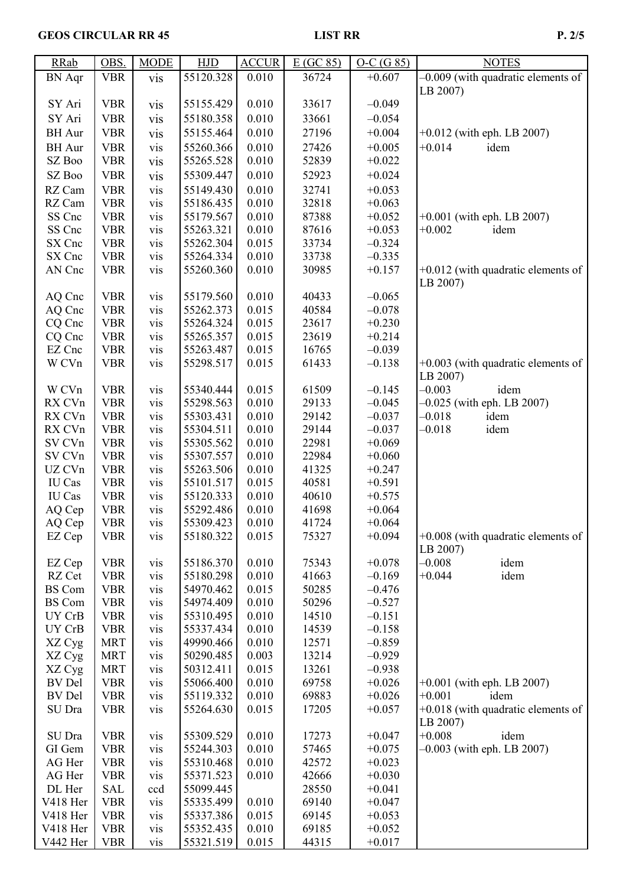| RRab | OBS. | MODE | HJD | ACCUR | E (GC 85) | O-C (G 85) | NOTES |
|---|---|---|---|---|---|---|---|
| BN Aqr | VBR | vis | 55120.328 | 0.010 | 36724 | +0.607 | –0.009 (with quadratic elements of LB 2007) |
| SY Ari | VBR | vis | 55155.429 | 0.010 | 33617 | –0.049 | |
| SY Ari | VBR | vis | 55180.358 | 0.010 | 33661 | –0.054 | |
| BH Aur | VBR | vis | 55155.464 | 0.010 | 27196 | +0.004 | +0.012 (with eph. LB 2007) |
| BH Aur | VBR | vis | 55260.366 | 0.010 | 27426 | +0.005 | +0.014 idem |
| SZ Boo | VBR | vis | 55265.528 | 0.010 | 52839 | +0.022 | |
| SZ Boo | VBR | vis | 55309.447 | 0.010 | 52923 | +0.024 | |
| RZ Cam | VBR | vis | 55149.430 | 0.010 | 32741 | +0.053 | |
| RZ Cam | VBR | vis | 55186.435 | 0.010 | 32818 | +0.063 | |
| SS Cnc | VBR | vis | 55179.567 | 0.010 | 87388 | +0.052 | +0.001 (with eph. LB 2007) |
| SS Cnc | VBR | vis | 55263.321 | 0.010 | 87616 | +0.053 | +0.002 idem |
| SX Cnc | VBR | vis | 55262.304 | 0.015 | 33734 | –0.324 | |
| SX Cnc | VBR | vis | 55264.334 | 0.010 | 33738 | –0.335 | |
| AN Cnc | VBR | vis | 55260.360 | 0.010 | 30985 | +0.157 | +0.012 (with quadratic elements of LB 2007) |
| AQ Cnc | VBR | vis | 55179.560 | 0.010 | 40433 | –0.065 | |
| AQ Cnc | VBR | vis | 55262.373 | 0.015 | 40584 | –0.078 | |
| CQ Cnc | VBR | vis | 55264.324 | 0.015 | 23617 | +0.230 | |
| CQ Cnc | VBR | vis | 55265.357 | 0.015 | 23619 | +0.214 | |
| EZ Cnc | VBR | vis | 55263.487 | 0.015 | 16765 | –0.039 | |
| W CVn | VBR | vis | 55298.517 | 0.015 | 61433 | –0.138 | +0.003 (with quadratic elements of LB 2007) |
| W CVn | VBR | vis | 55340.444 | 0.015 | 61509 | –0.145 | –0.003 idem |
| RX CVn | VBR | vis | 55298.563 | 0.010 | 29133 | –0.045 | –0.025 (with eph. LB 2007) |
| RX CVn | VBR | vis | 55303.431 | 0.010 | 29142 | –0.037 | –0.018 idem |
| RX CVn | VBR | vis | 55304.511 | 0.010 | 29144 | –0.037 | –0.018 idem |
| SV CVn | VBR | vis | 55305.562 | 0.010 | 22981 | +0.069 | |
| SV CVn | VBR | vis | 55307.557 | 0.010 | 22984 | +0.060 | |
| UZ CVn | VBR | vis | 55263.506 | 0.010 | 41325 | +0.247 | |
| IU Cas | VBR | vis | 55101.517 | 0.015 | 40581 | +0.591 | |
| IU Cas | VBR | vis | 55120.333 | 0.010 | 40610 | +0.575 | |
| AQ Cep | VBR | vis | 55292.486 | 0.010 | 41698 | +0.064 | |
| AQ Cep | VBR | vis | 55309.423 | 0.010 | 41724 | +0.064 | |
| EZ Cep | VBR | vis | 55180.322 | 0.015 | 75327 | +0.094 | +0.008 (with quadratic elements of LB 2007) |
| EZ Cep | VBR | vis | 55186.370 | 0.010 | 75343 | +0.078 | –0.008 idem |
| RZ Cet | VBR | vis | 55180.298 | 0.010 | 41663 | –0.169 | +0.044 idem |
| BS Com | VBR | vis | 54970.462 | 0.015 | 50285 | –0.476 | |
| BS Com | VBR | vis | 54974.409 | 0.010 | 50296 | –0.527 | |
| UY CrB | VBR | vis | 55310.495 | 0.010 | 14510 | –0.151 | |
| UY CrB | VBR | vis | 55337.434 | 0.010 | 14539 | –0.158 | |
| XZ Cyg | MRT | vis | 49990.466 | 0.010 | 12571 | –0.859 | |
| XZ Cyg | MRT | vis | 50290.485 | 0.003 | 13214 | –0.929 | |
| XZ Cyg | MRT | vis | 50312.411 | 0.015 | 13261 | –0.938 | |
| BV Del | VBR | vis | 55066.400 | 0.010 | 69758 | +0.026 | +0.001 (with eph. LB 2007) |
| BV Del | VBR | vis | 55119.332 | 0.010 | 69883 | +0.026 | +0.001 idem |
| SU Dra | VBR | vis | 55264.630 | 0.015 | 17205 | +0.057 | +0.018 (with quadratic elements of LB 2007) |
| SU Dra | VBR | vis | 55309.529 | 0.010 | 17273 | +0.047 | +0.008 idem |
| GI Gem | VBR | vis | 55244.303 | 0.010 | 57465 | +0.075 | –0.003 (with eph. LB 2007) |
| AG Her | VBR | vis | 55310.468 | 0.010 | 42572 | +0.023 | |
| AG Her | VBR | vis | 55371.523 | 0.010 | 42666 | +0.030 | |
| DL Her | SAL | ccd | 55099.445 | | 28550 | +0.041 | |
| V418 Her | VBR | vis | 55335.499 | 0.010 | 69140 | +0.047 | |
| V418 Her | VBR | vis | 55337.386 | 0.015 | 69145 | +0.053 | |
| V418 Her | VBR | vis | 55352.435 | 0.010 | 69185 | +0.052 | |
| V442 Her | VBR | vis | 55321.519 | 0.015 | 44315 | +0.017 | |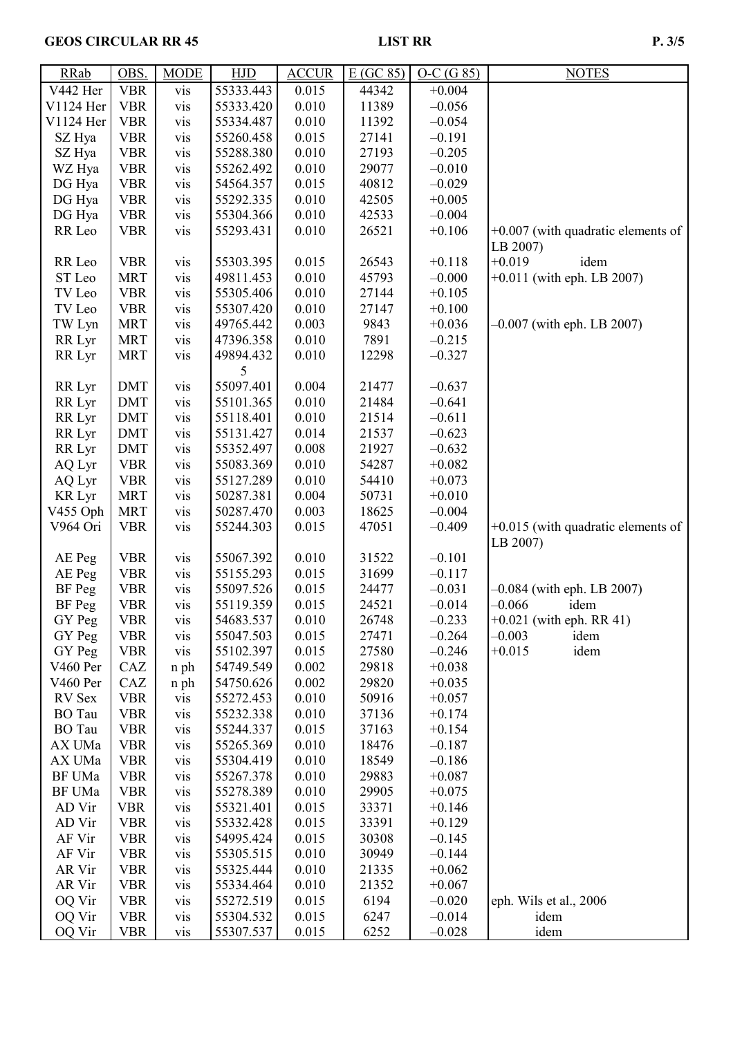| RRab | OBS. | MODE | HJD | ACCUR | E (GC 85) | O-C (G 85) | NOTES |
|---|---|---|---|---|---|---|---|
| V442 Her | VBR | vis | 55333.443 | 0.015 | 44342 | +0.004 | |
| V1124 Her | VBR | vis | 55333.420 | 0.010 | 11389 | –0.056 | |
| V1124 Her | VBR | vis | 55334.487 | 0.010 | 11392 | –0.054 | |
| SZ Hya | VBR | vis | 55260.458 | 0.015 | 27141 | –0.191 | |
| SZ Hya | VBR | vis | 55288.380 | 0.010 | 27193 | –0.205 | |
| WZ Hya | VBR | vis | 55262.492 | 0.010 | 29077 | –0.010 | |
| DG Hya | VBR | vis | 54564.357 | 0.015 | 40812 | –0.029 | |
| DG Hya | VBR | vis | 55292.335 | 0.010 | 42505 | +0.005 | |
| DG Hya | VBR | vis | 55304.366 | 0.010 | 42533 | –0.004 | |
| RR Leo | VBR | vis | 55293.431 | 0.010 | 26521 | +0.106 | +0.007 (with quadratic elements of LB 2007) |
| RR Leo | VBR | vis | 55303.395 | 0.015 | 26543 | +0.118 | +0.019 idem |
| ST Leo | MRT | vis | 49811.453 | 0.010 | 45793 | –0.000 | +0.011 (with eph. LB 2007) |
| TV Leo | VBR | vis | 55305.406 | 0.010 | 27144 | +0.105 | |
| TV Leo | VBR | vis | 55307.420 | 0.010 | 27147 | +0.100 | |
| TW Lyn | MRT | vis | 49765.442 | 0.003 | 9843 | +0.036 | –0.007 (with eph. LB 2007) |
| RR Lyr | MRT | vis | 47396.358 | 0.010 | 7891 | –0.215 | |
| RR Lyr | MRT | vis | 49894.432 5 | 0.010 | 12298 | –0.327 | |
| RR Lyr | DMT | vis | 55097.401 | 0.004 | 21477 | –0.637 | |
| RR Lyr | DMT | vis | 55101.365 | 0.010 | 21484 | –0.641 | |
| RR Lyr | DMT | vis | 55118.401 | 0.010 | 21514 | –0.611 | |
| RR Lyr | DMT | vis | 55131.427 | 0.014 | 21537 | –0.623 | |
| RR Lyr | DMT | vis | 55352.497 | 0.008 | 21927 | –0.632 | |
| AQ Lyr | VBR | vis | 55083.369 | 0.010 | 54287 | +0.082 | |
| AQ Lyr | VBR | vis | 55127.289 | 0.010 | 54410 | +0.073 | |
| KR Lyr | MRT | vis | 50287.381 | 0.004 | 50731 | +0.010 | |
| V455 Oph | MRT | vis | 50287.470 | 0.003 | 18625 | –0.004 | |
| V964 Ori | VBR | vis | 55244.303 | 0.015 | 47051 | –0.409 | +0.015 (with quadratic elements of LB 2007) |
| AE Peg | VBR | vis | 55067.392 | 0.010 | 31522 | –0.101 | |
| AE Peg | VBR | vis | 55155.293 | 0.015 | 31699 | –0.117 | |
| BF Peg | VBR | vis | 55097.526 | 0.015 | 24477 | –0.031 | –0.084 (with eph. LB 2007) |
| BF Peg | VBR | vis | 55119.359 | 0.015 | 24521 | –0.014 | –0.066 idem |
| GY Peg | VBR | vis | 54683.537 | 0.010 | 26748 | –0.233 | +0.021 (with eph. RR 41) |
| GY Peg | VBR | vis | 55047.503 | 0.015 | 27471 | –0.264 | –0.003 idem |
| GY Peg | VBR | vis | 55102.397 | 0.015 | 27580 | –0.246 | +0.015 idem |
| V460 Per | CAZ | n ph | 54749.549 | 0.002 | 29818 | +0.038 | |
| V460 Per | CAZ | n ph | 54750.626 | 0.002 | 29820 | +0.035 | |
| RV Sex | VBR | vis | 55272.453 | 0.010 | 50916 | +0.057 | |
| BO Tau | VBR | vis | 55232.338 | 0.010 | 37136 | +0.174 | |
| BO Tau | VBR | vis | 55244.337 | 0.015 | 37163 | +0.154 | |
| AX UMa | VBR | vis | 55265.369 | 0.010 | 18476 | –0.187 | |
| AX UMa | VBR | vis | 55304.419 | 0.010 | 18549 | –0.186 | |
| BF UMa | VBR | vis | 55267.378 | 0.010 | 29883 | +0.087 | |
| BF UMa | VBR | vis | 55278.389 | 0.010 | 29905 | +0.075 | |
| AD Vir | VBR | vis | 55321.401 | 0.015 | 33371 | +0.146 | |
| AD Vir | VBR | vis | 55332.428 | 0.015 | 33391 | +0.129 | |
| AF Vir | VBR | vis | 54995.424 | 0.015 | 30308 | –0.145 | |
| AF Vir | VBR | vis | 55305.515 | 0.010 | 30949 | –0.144 | |
| AR Vir | VBR | vis | 55325.444 | 0.010 | 21335 | +0.062 | |
| AR Vir | VBR | vis | 55334.464 | 0.010 | 21352 | +0.067 | |
| OQ Vir | VBR | vis | 55272.519 | 0.015 | 6194 | –0.020 | eph. Wils et al., 2006 |
| OQ Vir | VBR | vis | 55304.532 | 0.015 | 6247 | –0.014 | idem |
| OQ Vir | VBR | vis | 55307.537 | 0.015 | 6252 | –0.028 | idem |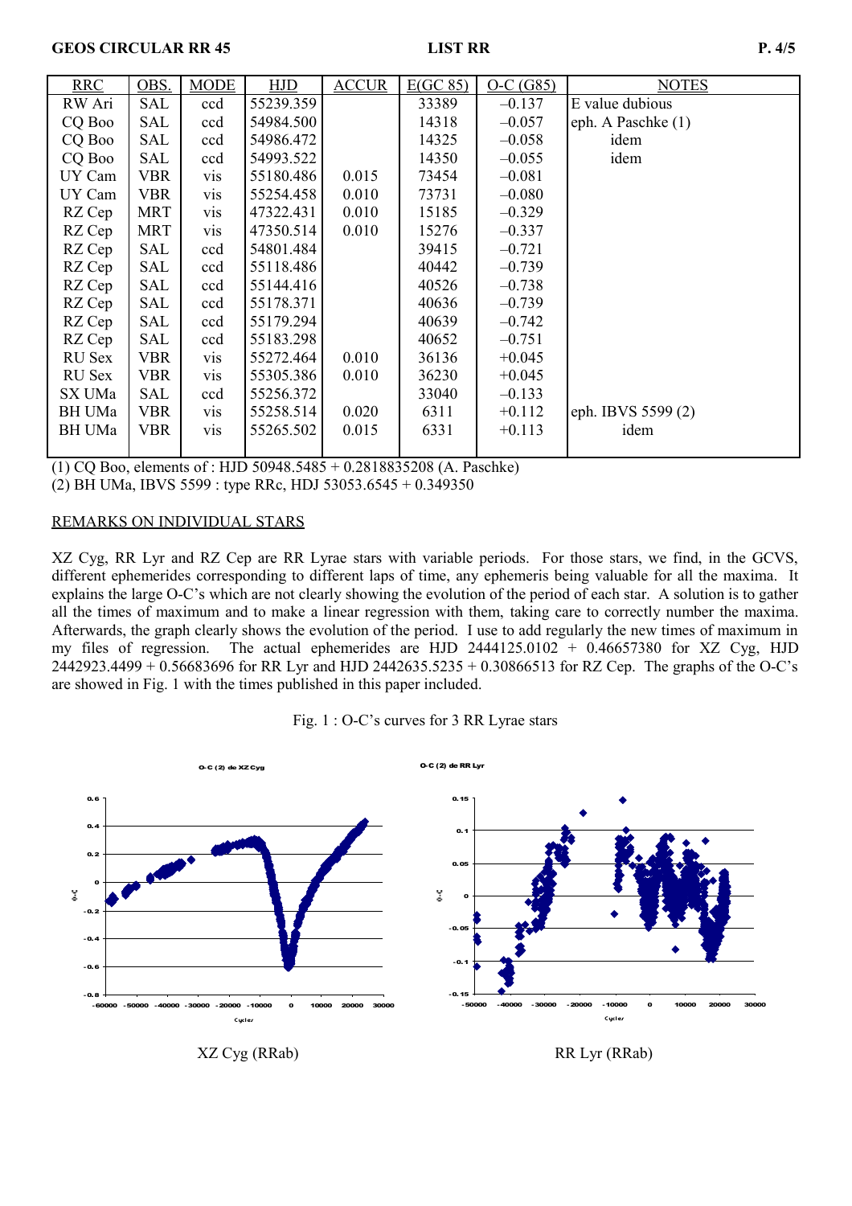| RRC | OBS. | MODE | HJD | ACCUR | E(GC 85) | O-C (G85) | NOTES |
|---|---|---|---|---|---|---|---|
| RW Ari | SAL | ccd | 55239.359 | | 33389 | –0.137 | E value dubious |
| CQ Boo | SAL | ccd | 54984.500 | | 14318 | –0.057 | eph. A Paschke (1) |
| CQ Boo | SAL | ccd | 54986.472 | | 14325 | –0.058 | idem |
| CQ Boo | SAL | ccd | 54993.522 | | 14350 | –0.055 | idem |
| UY Cam | VBR | vis | 55180.486 | 0.015 | 73454 | –0.081 | |
| UY Cam | VBR | vis | 55254.458 | 0.010 | 73731 | –0.080 | |
| RZ Cep | MRT | vis | 47322.431 | 0.010 | 15185 | –0.329 | |
| RZ Cep | MRT | vis | 47350.514 | 0.010 | 15276 | –0.337 | |
| RZ Cep | SAL | ccd | 54801.484 | | 39415 | –0.721 | |
| RZ Cep | SAL | ccd | 55118.486 | | 40442 | –0.739 | |
| RZ Cep | SAL | ccd | 55144.416 | | 40526 | –0.738 | |
| RZ Cep | SAL | ccd | 55178.371 | | 40636 | –0.739 | |
| RZ Cep | SAL | ccd | 55179.294 | | 40639 | –0.742 | |
| RZ Cep | SAL | ccd | 55183.298 | | 40652 | –0.751 | |
| RU Sex | VBR | vis | 55272.464 | 0.010 | 36136 | +0.045 | |
| RU Sex | VBR | vis | 55305.386 | 0.010 | 36230 | +0.045 | |
| SX UMa | SAL | ccd | 55256.372 | | 33040 | –0.133 | |
| BH UMa | VBR | vis | 55258.514 | 0.020 | 6311 | +0.112 | eph. IBVS 5599 (2) |
| BH UMa | VBR | vis | 55265.502 | 0.015 | 6331 | +0.113 | idem |

(1) CQ Boo, elements of : HJD 50948.5485 + 0.2818835208 (A. Paschke)
(2) BH UMa, IBVS 5599 : type RRc, HDJ 53053.6545 + 0.349350

## REMARKS ON INDIVIDUAL STARS

XZ Cyg, RR Lyr and RZ Cep are RR Lyrae stars with variable periods. For those stars, we find, in the GCVS, different ephemerides corresponding to different laps of time, any ephemeris being valuable for all the maxima. It explains the large O-C's which are not clearly showing the evolution of the period of each star. A solution is to gather all the times of maximum and to make a linear regression with them, taking care to correctly number the maxima. Afterwards, the graph clearly shows the evolution of the period. I use to add regularly the new times of maximum in my files of regression. The actual ephemerides are HJD 2444125.0102 + 0.46657380 for XZ Cyg, HJD 2442923.4499 + 0.56683696 for RR Lyr and HJD 2442635.5235 + 0.30866513 for RZ Cep. The graphs of the O-C's are showed in Fig. 1 with the times published in this paper included.

Fig. 1 : O-C's curves for 3 RR Lyrae stars

XZ Cyg (RRab)

RR Lyr (RRab)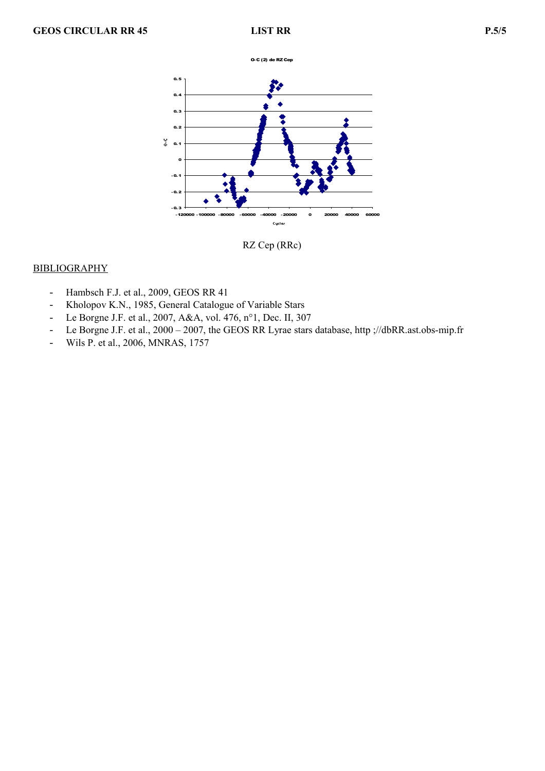O-C (2) de RZ Cep

0.5
0.4
0.3
0.2
0.1
0
-0.1
-0.2
-0.3

O-C

-120000 -100000 -80000 -60000 -40000 -20000 0 20000 40000 60000

Cycles

RZ Cep (RRc)

## BIBLIOGRAPHY

- Hambsch F.J. et al., 2009, GEOS RR 41
- Kholopov K.N., 1985, General Catalogue of Variable Stars
- Le Borgne J.F. et al., 2007, A&A, vol. 476, n°1, Dec. II, 307
- Le Borgne J.F. et al., 2000 – 2007, the GEOS RR Lyrae stars database, http ;//dbRR.ast.obs-mip.fr
- Wils P. et al., 2006, MNRAS, 1757